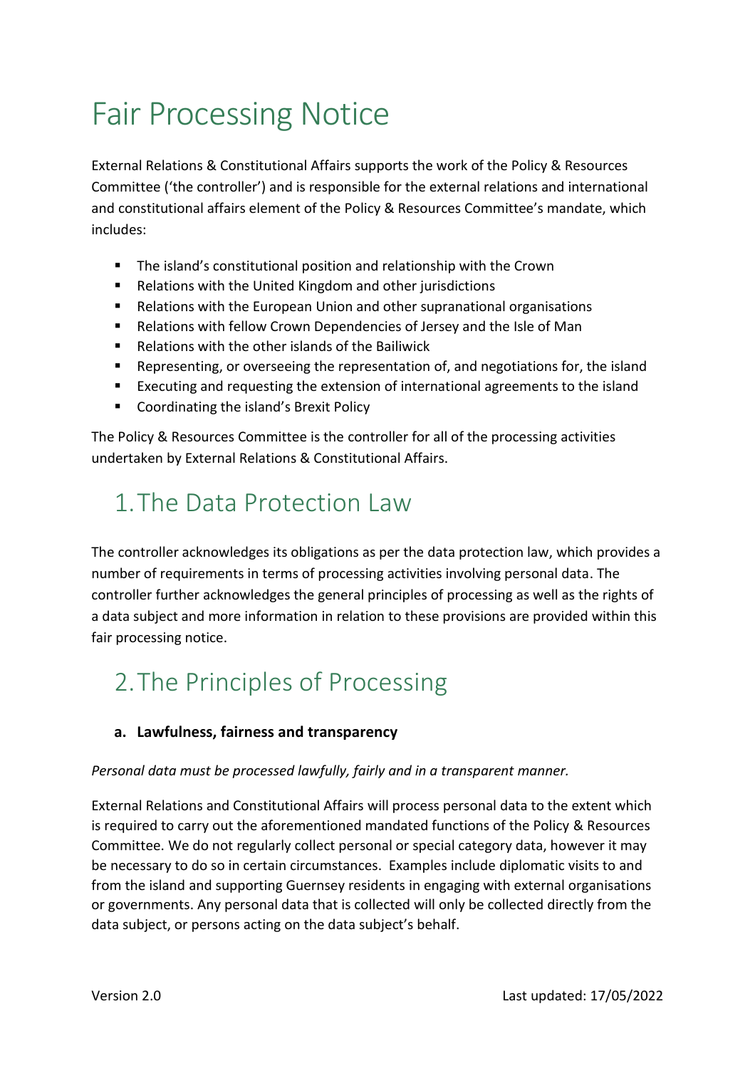# Fair Processing Notice

External Relations & Constitutional Affairs supports the work of the Policy & Resources Committee ('the controller') and is responsible for the external relations and international and constitutional affairs element of the Policy & Resources Committee's mandate, which includes:

- The island's constitutional position and relationship with the Crown
- Relations with the United Kingdom and other jurisdictions
- Relations with the European Union and other supranational organisations
- Relations with fellow Crown Dependencies of Jersey and the Isle of Man
- Relations with the other islands of the Bailiwick
- Representing, or overseeing the representation of, and negotiations for, the island
- Executing and requesting the extension of international agreements to the island
- Coordinating the island's Brexit Policy

The Policy & Resources Committee is the controller for all of the processing activities undertaken by External Relations & Constitutional Affairs.

## 1. The Data Protection Law

The controller acknowledges its obligations as per the data protection law, which provides a number of requirements in terms of processing activities involving personal data. The controller further acknowledges the general principles of processing as well as the rights of a data subject and more information in relation to these provisions are provided within this fair processing notice.

## 2. The Principles of Processing

### a. Lawfulness, fairness and transparency

*Personal data must be processed lawfully, fairly and in a transparent manner.*

External Relations and Constitutional Affairs will process personal data to the extent which is required to carry out the aforementioned mandated functions of the Policy & Resources Committee. We do not regularly collect personal or special category data, however it may be necessary to do so in certain circumstances. Examples include diplomatic visits to and from the island and supporting Guernsey residents in engaging with external organisations or governments. Any personal data that is collected will only be collected directly from the data subject, or persons acting on the data subject's behalf.

Version 2.0 Last updated: 17/05/2022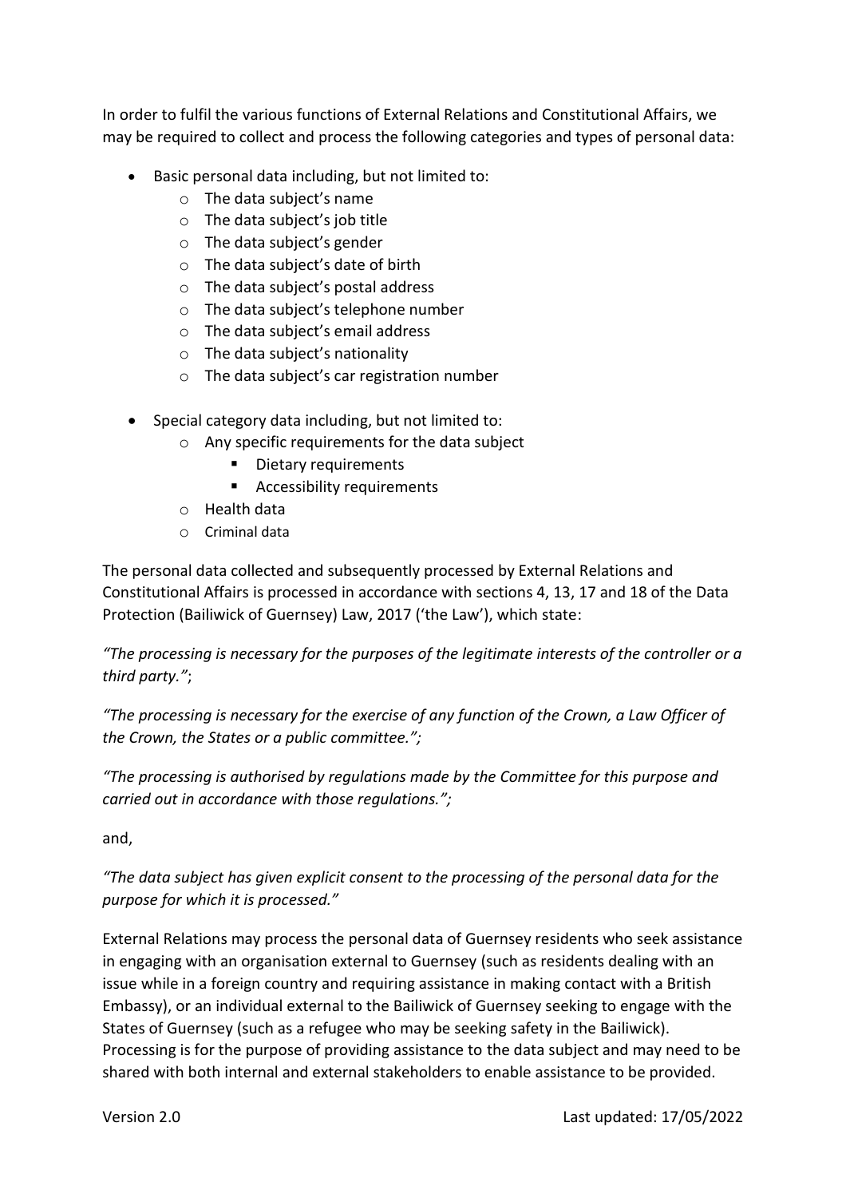In order to fulfil the various functions of External Relations and Constitutional Affairs, we may be required to collect and process the following categories and types of personal data:

- Basic personal data including, but not limited to:
    - The data subject's name
    - The data subject's job title
    - The data subject's gender
    - The data subject's date of birth
    - The data subject's postal address
    - The data subject's telephone number
    - The data subject's email address
    - The data subject's nationality
    - The data subject's car registration number

- Special category data including, but not limited to:
    - Any specific requirements for the data subject
        - Dietary requirements
        - Accessibility requirements
    - Health data
    - Criminal data

The personal data collected and subsequently processed by External Relations and Constitutional Affairs is processed in accordance with sections 4, 13, 17 and 18 of the Data Protection (Bailiwick of Guernsey) Law, 2017 ('the Law'), which state:

*"The processing is necessary for the purposes of the legitimate interests of the controller or a third party."*;

*"The processing is necessary for the exercise of any function of the Crown, a Law Officer of the Crown, the States or a public committee.";*

*"The processing is authorised by regulations made by the Committee for this purpose and carried out in accordance with those regulations.";*

and,

*"The data subject has given explicit consent to the processing of the personal data for the purpose for which it is processed."*

External Relations may process the personal data of Guernsey residents who seek assistance in engaging with an organisation external to Guernsey (such as residents dealing with an issue while in a foreign country and requiring assistance in making contact with a British Embassy), or an individual external to the Bailiwick of Guernsey seeking to engage with the States of Guernsey (such as a refugee who may be seeking safety in the Bailiwick). Processing is for the purpose of providing assistance to the data subject and may need to be shared with both internal and external stakeholders to enable assistance to be provided.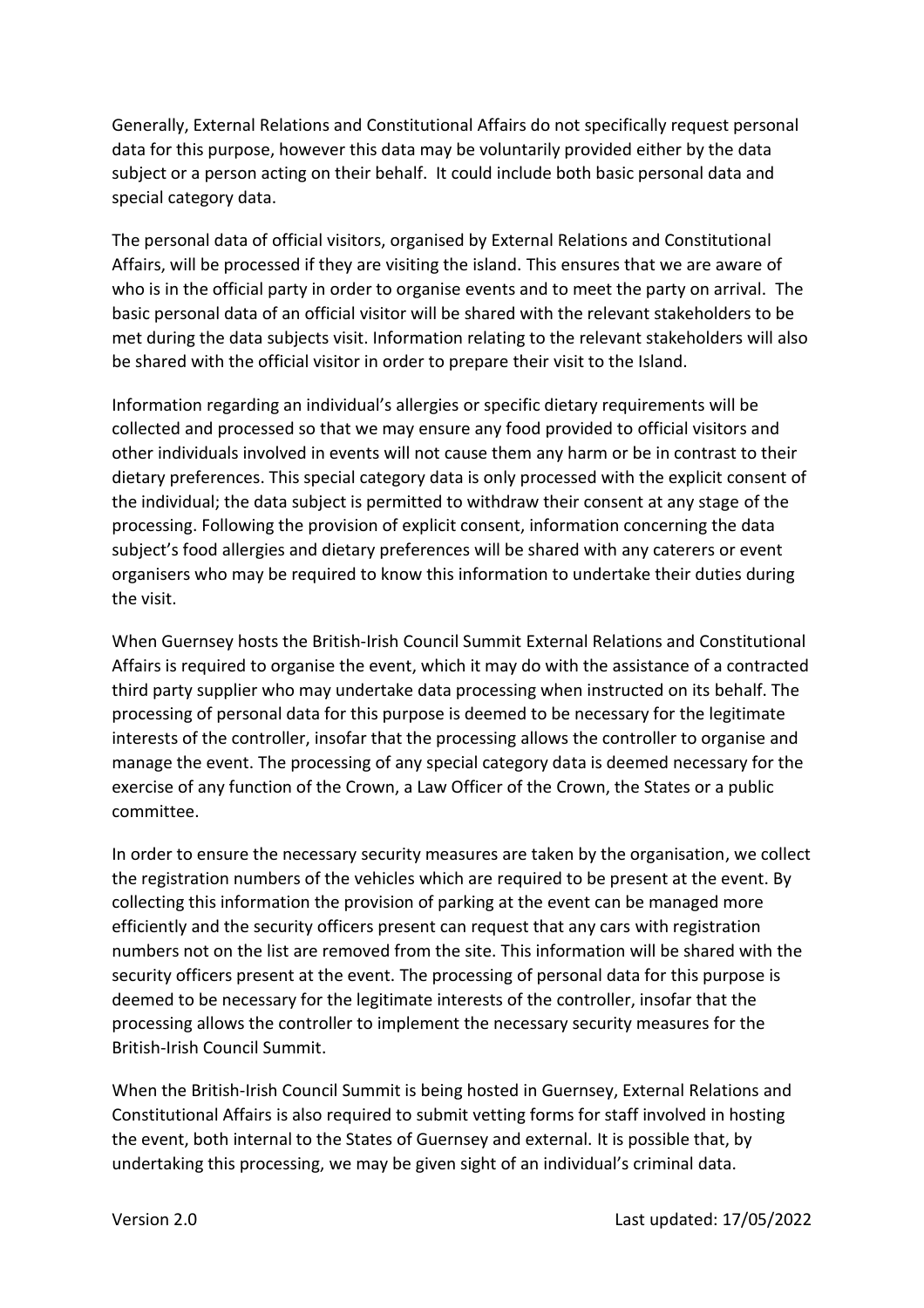Generally, External Relations and Constitutional Affairs do not specifically request personal data for this purpose, however this data may be voluntarily provided either by the data subject or a person acting on their behalf. It could include both basic personal data and special category data.

The personal data of official visitors, organised by External Relations and Constitutional Affairs, will be processed if they are visiting the island. This ensures that we are aware of who is in the official party in order to organise events and to meet the party on arrival. The basic personal data of an official visitor will be shared with the relevant stakeholders to be met during the data subjects visit. Information relating to the relevant stakeholders will also be shared with the official visitor in order to prepare their visit to the Island.

Information regarding an individual's allergies or specific dietary requirements will be collected and processed so that we may ensure any food provided to official visitors and other individuals involved in events will not cause them any harm or be in contrast to their dietary preferences. This special category data is only processed with the explicit consent of the individual; the data subject is permitted to withdraw their consent at any stage of the processing. Following the provision of explicit consent, information concerning the data subject's food allergies and dietary preferences will be shared with any caterers or event organisers who may be required to know this information to undertake their duties during the visit.

When Guernsey hosts the British-Irish Council Summit External Relations and Constitutional Affairs is required to organise the event, which it may do with the assistance of a contracted third party supplier who may undertake data processing when instructed on its behalf. The processing of personal data for this purpose is deemed to be necessary for the legitimate interests of the controller, insofar that the processing allows the controller to organise and manage the event. The processing of any special category data is deemed necessary for the exercise of any function of the Crown, a Law Officer of the Crown, the States or a public committee.

In order to ensure the necessary security measures are taken by the organisation, we collect the registration numbers of the vehicles which are required to be present at the event. By collecting this information the provision of parking at the event can be managed more efficiently and the security officers present can request that any cars with registration numbers not on the list are removed from the site. This information will be shared with the security officers present at the event. The processing of personal data for this purpose is deemed to be necessary for the legitimate interests of the controller, insofar that the processing allows the controller to implement the necessary security measures for the British-Irish Council Summit.

When the British-Irish Council Summit is being hosted in Guernsey, External Relations and Constitutional Affairs is also required to submit vetting forms for staff involved in hosting the event, both internal to the States of Guernsey and external. It is possible that, by undertaking this processing, we may be given sight of an individual's criminal data.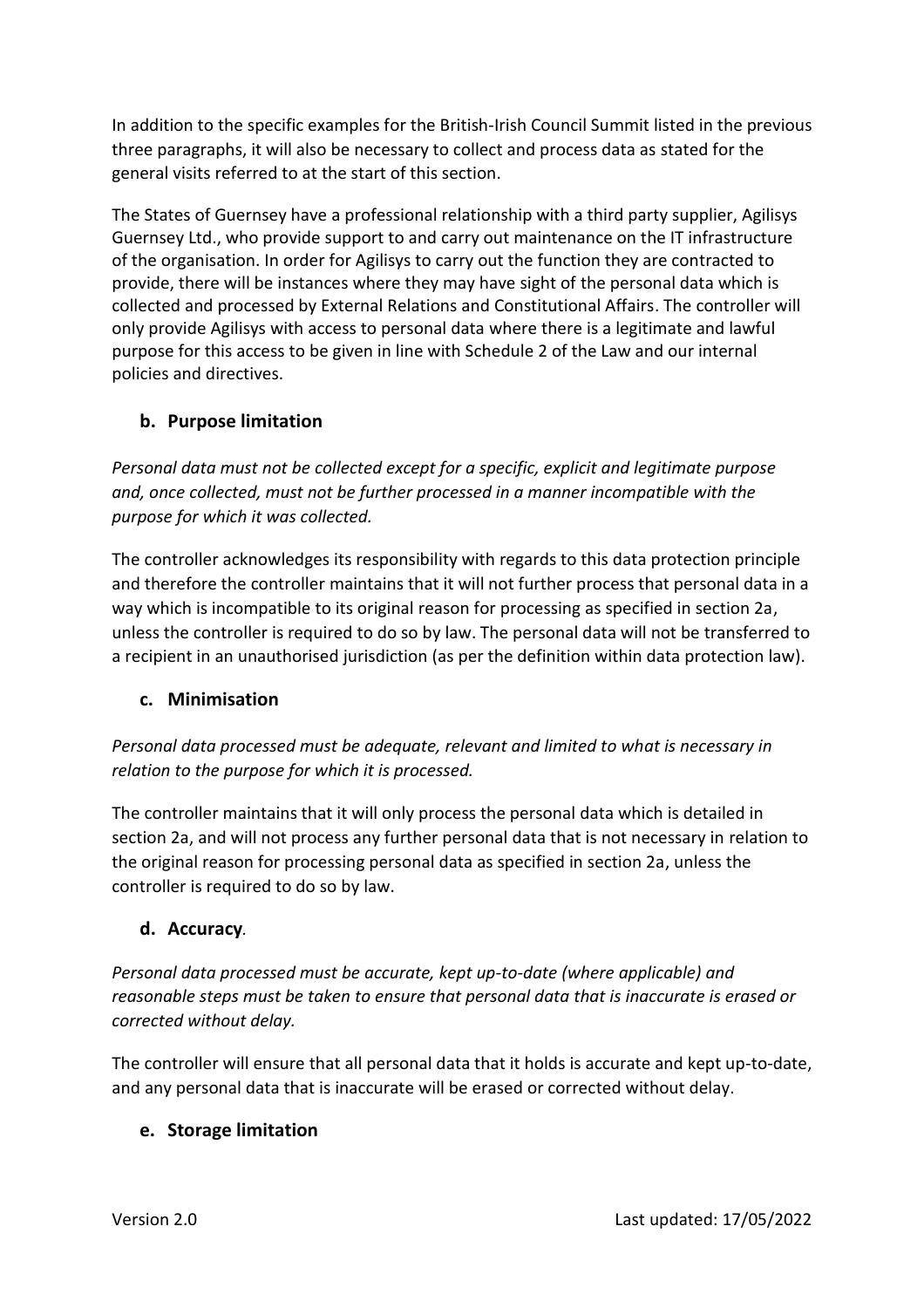In addition to the specific examples for the British-Irish Council Summit listed in the previous three paragraphs, it will also be necessary to collect and process data as stated for the general visits referred to at the start of this section.

The States of Guernsey have a professional relationship with a third party supplier, Agilisys Guernsey Ltd., who provide support to and carry out maintenance on the IT infrastructure of the organisation. In order for Agilisys to carry out the function they are contracted to provide, there will be instances where they may have sight of the personal data which is collected and processed by External Relations and Constitutional Affairs. The controller will only provide Agilisys with access to personal data where there is a legitimate and lawful purpose for this access to be given in line with Schedule 2 of the Law and our internal policies and directives.

### b. Purpose limitation

*Personal data must not be collected except for a specific, explicit and legitimate purpose and, once collected, must not be further processed in a manner incompatible with the purpose for which it was collected.*

The controller acknowledges its responsibility with regards to this data protection principle and therefore the controller maintains that it will not further process that personal data in a way which is incompatible to its original reason for processing as specified in section 2a, unless the controller is required to do so by law. The personal data will not be transferred to a recipient in an unauthorised jurisdiction (as per the definition within data protection law).

### c. Minimisation

*Personal data processed must be adequate, relevant and limited to what is necessary in relation to the purpose for which it is processed.*

The controller maintains that it will only process the personal data which is detailed in section 2a, and will not process any further personal data that is not necessary in relation to the original reason for processing personal data as specified in section 2a, unless the controller is required to do so by law.

### d. Accuracy*.*

*Personal data processed must be accurate, kept up-to-date (where applicable) and reasonable steps must be taken to ensure that personal data that is inaccurate is erased or corrected without delay.*

The controller will ensure that all personal data that it holds is accurate and kept up-to-date, and any personal data that is inaccurate will be erased or corrected without delay.

### e. Storage limitation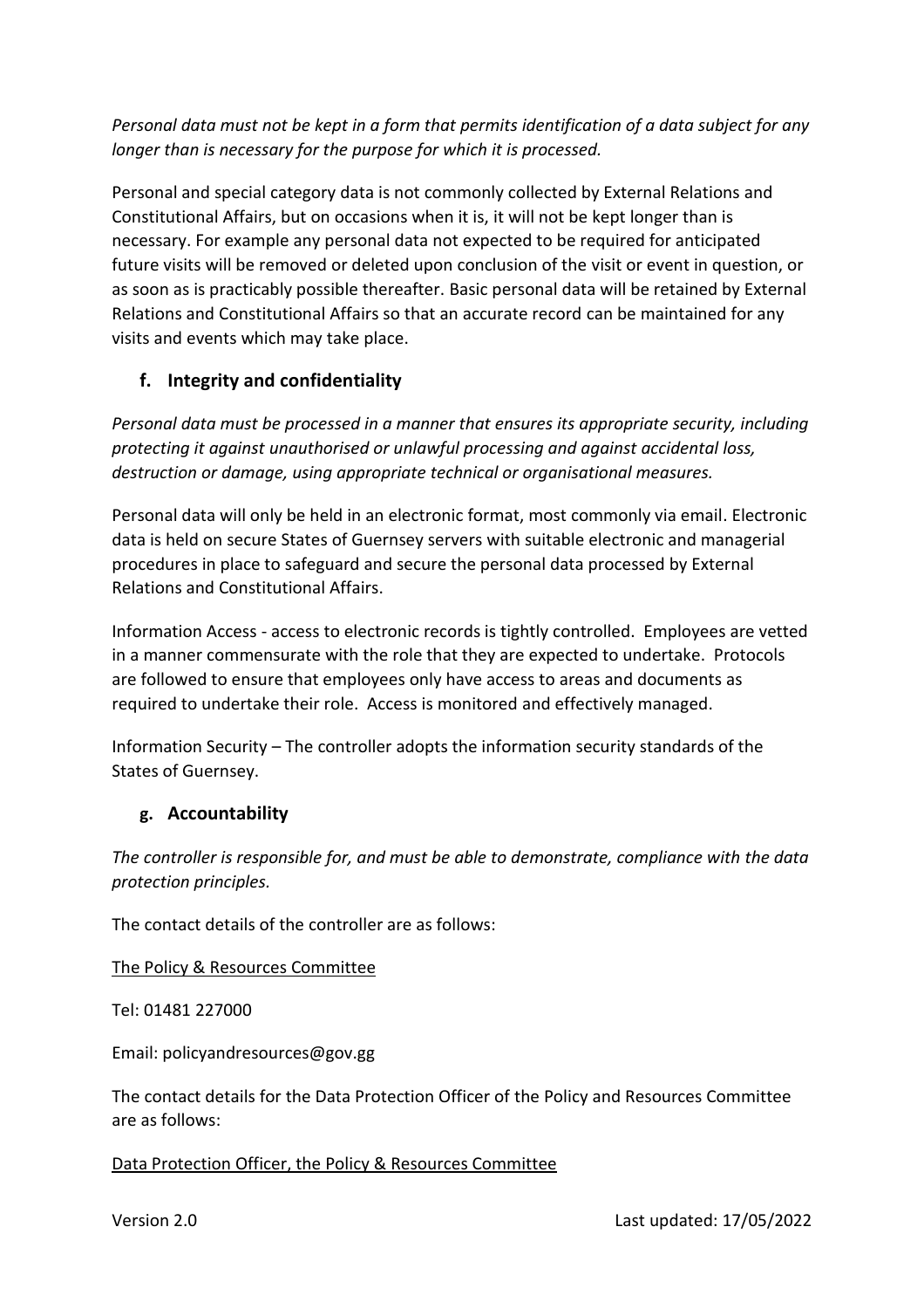*Personal data must not be kept in a form that permits identification of a data subject for any longer than is necessary for the purpose for which it is processed.*

Personal and special category data is not commonly collected by External Relations and Constitutional Affairs, but on occasions when it is, it will not be kept longer than is necessary. For example any personal data not expected to be required for anticipated future visits will be removed or deleted upon conclusion of the visit or event in question, or as soon as is practicably possible thereafter. Basic personal data will be retained by External Relations and Constitutional Affairs so that an accurate record can be maintained for any visits and events which may take place.

### f. Integrity and confidentiality

*Personal data must be processed in a manner that ensures its appropriate security, including protecting it against unauthorised or unlawful processing and against accidental loss, destruction or damage, using appropriate technical or organisational measures.*

Personal data will only be held in an electronic format, most commonly via email. Electronic data is held on secure States of Guernsey servers with suitable electronic and managerial procedures in place to safeguard and secure the personal data processed by External Relations and Constitutional Affairs.

Information Access - access to electronic records is tightly controlled. Employees are vetted in a manner commensurate with the role that they are expected to undertake. Protocols are followed to ensure that employees only have access to areas and documents as required to undertake their role. Access is monitored and effectively managed.

Information Security – The controller adopts the information security standards of the States of Guernsey.

### g. Accountability

*The controller is responsible for, and must be able to demonstrate, compliance with the data protection principles.*

The contact details of the controller are as follows:

The Policy & Resources Committee

Tel: 01481 227000

Email: policyandresources@gov.gg

The contact details for the Data Protection Officer of the Policy and Resources Committee are as follows:

Data Protection Officer, the Policy & Resources Committee

Version 2.0 Last updated: 17/05/2022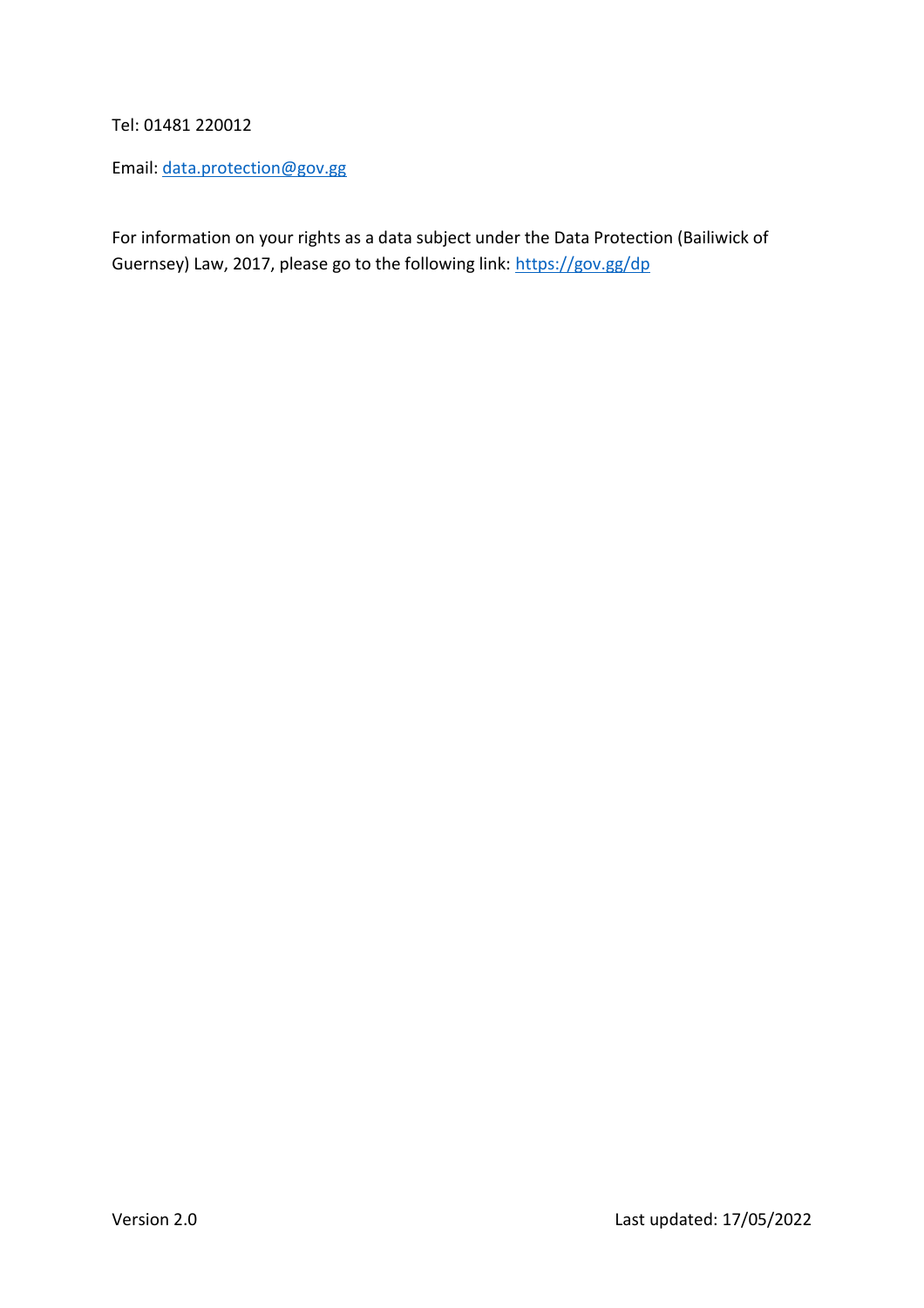Tel: 01481 220012

Email: data.protection@gov.gg

For information on your rights as a data subject under the Data Protection (Bailiwick of Guernsey) Law, 2017, please go to the following link: https://gov.gg/dp

Version 2.0 Last updated: 17/05/2022